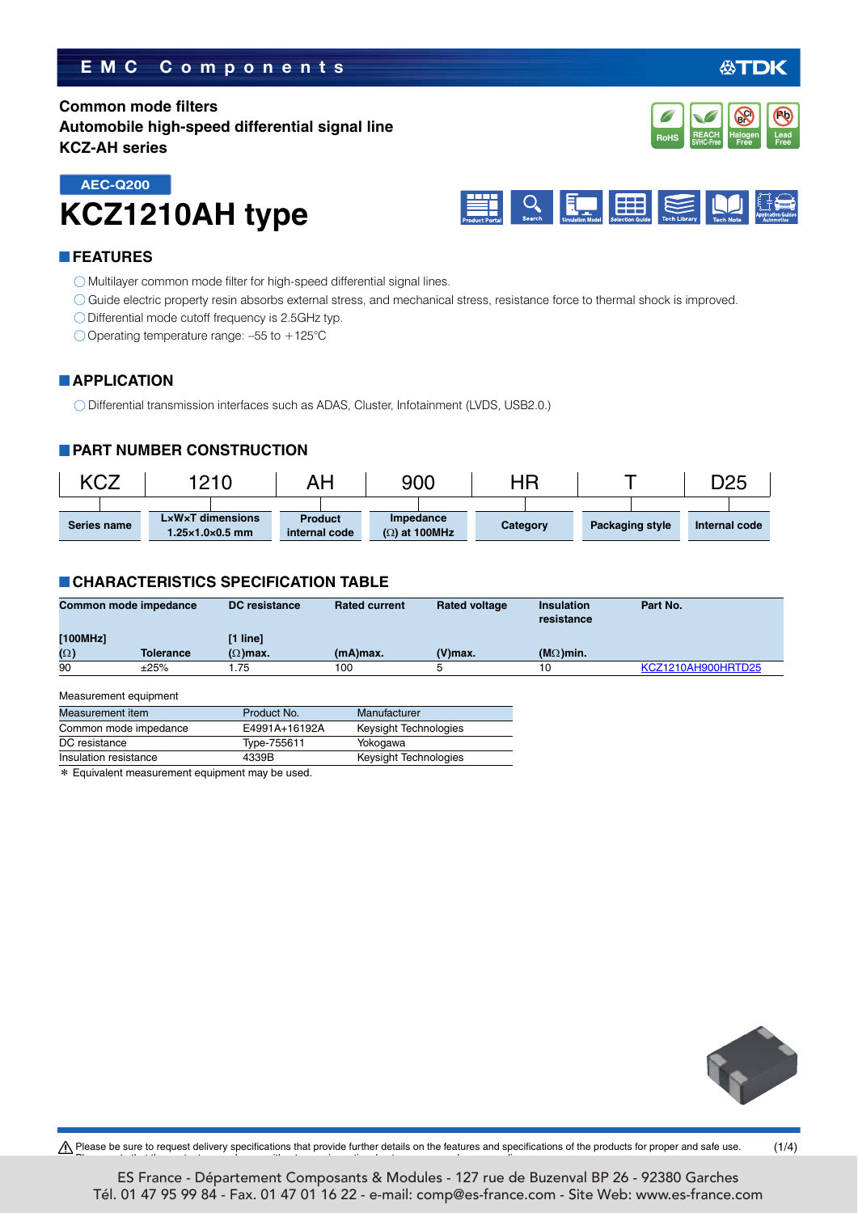EMC Components

**Common mode filters**
**Automobile high-speed differential signal line**
**KCZ-AH series**

AEC-Q200

# KCZ1210AH type

## FEATURES

- Multilayer common mode filter for high-speed differential signal lines.
- Guide electric property resin absorbs external stress, and mechanical stress, resistance force to thermal shock is improved.
- Differential mode cutoff frequency is 2.5GHz typ.
- Operating temperature range: –55 to +125°C

## APPLICATION

- Differential transmission interfaces such as ADAS, Cluster, Infotainment (LVDS, USB2.0.)

## PART NUMBER CONSTRUCTION

| KCZ | 1210 | AH | 900 | HR | T | D25 |
|---|---|---|---|---|---|---|
| Series name | L×W×T dimensions 1.25×1.0×0.5 mm | Product internal code | Impedance (Ω) at 100MHz | Category | Packaging style | Internal code |

## CHARACTERISTICS SPECIFICATION TABLE

| Common mode impedance [100MHz] (Ω) | Tolerance | DC resistance [1 line] (Ω)max. | Rated current (mA)max. | Rated voltage (V)max. | Insulation resistance (MΩ)min. | Part No. |
|---|---|---|---|---|---|---|
| 90 | ±25% | 1.75 | 100 | 5 | 10 | KCZ1210AH900HRTD25 |

Measurement equipment

| Measurement item | Product No. | Manufacturer |
|---|---|---|
| Common mode impedance | E4991A+16192A | Keysight Technologies |
| DC resistance | Type-755611 | Yokogawa |
| Insulation resistance | 4339B | Keysight Technologies |

* Equivalent measurement equipment may be used.

⚠ Please be sure to request delivery specifications that provide further details on the features and specifications of the products for proper and safe use.

ES France - Département Composants & Modules - 127 rue de Buzenval BP 26 - 92380 Garches
Tél. 01 47 95 99 84 - Fax. 01 47 01 16 22 - e-mail: comp@es-france.com - Site Web: www.es-france.com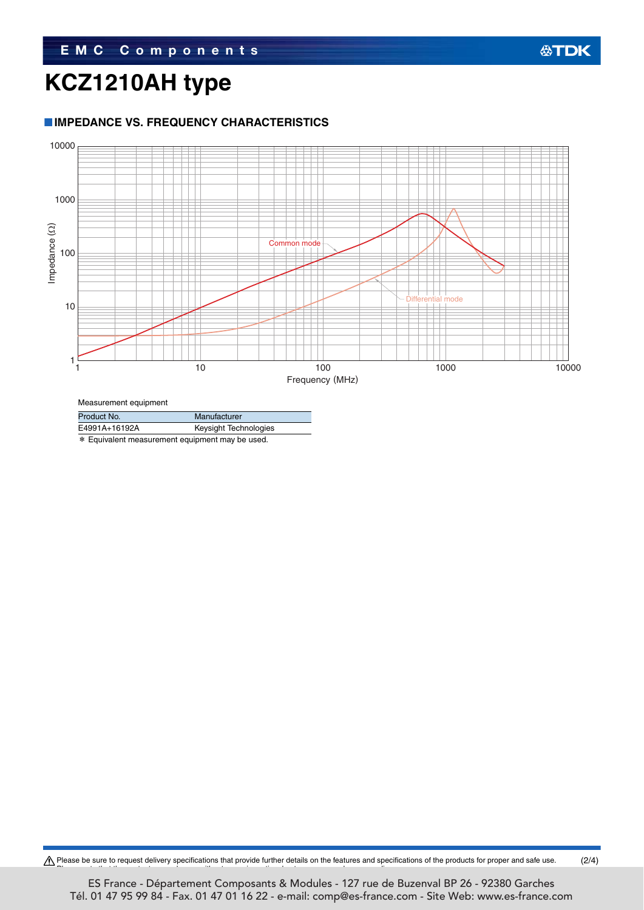# KCZ1210AH type

## ■IMPEDANCE VS. FREQUENCY CHARACTERISTICS

Impedance (Ω)

10000
1000
100
10
1

Common mode

Differential mode

1
10
100
1000
10000

Frequency (MHz)

Measurement equipment

| Product No. | Manufacturer |
| --- | --- |
| E4991A+16192A | Keysight Technologies |

* Equivalent measurement equipment may be used.

⚠ Please be sure to request delivery specifications that provide further details on the features and specifications of the products for proper and safe use.

ES France - Département Composants & Modules - 127 rue de Buzenval BP 26 - 92380 Garches
Tél. 01 47 95 99 84 - Fax. 01 47 01 16 22 - e-mail: comp@es-france.com - Site Web: www.es-france.com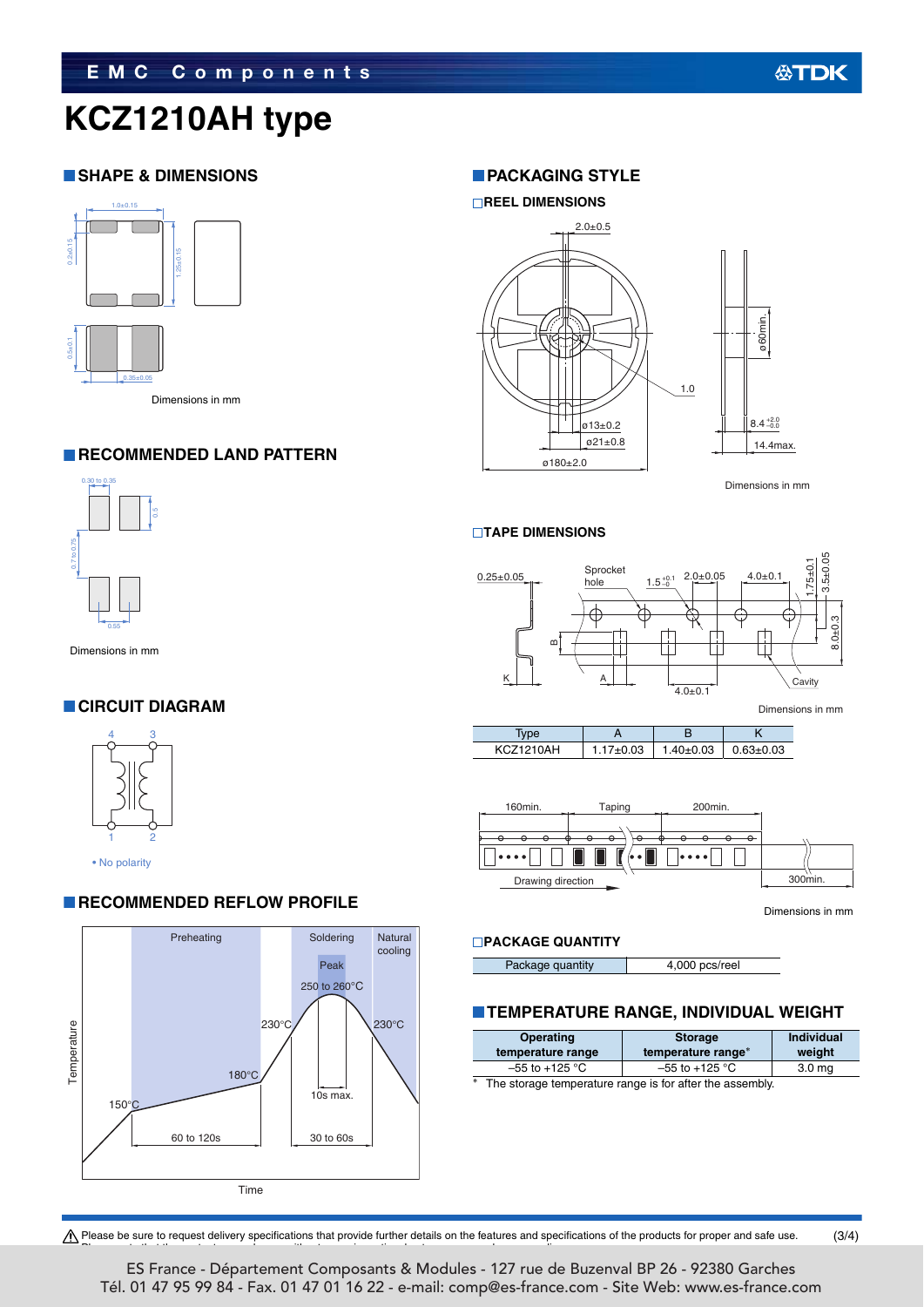# KCZ1210AH type

## SHAPE & DIMENSIONS

1.0±0.15

0.2±0.15

1.25±0.15

0.5±0.1

0.35±0.05

Dimensions in mm

## RECOMMENDED LAND PATTERN

0.30 to 0.35

0.5

0.7 to 0.75

0.55

Dimensions in mm

## CIRCUIT DIAGRAM

4 3

1 2

- No polarity

## RECOMMENDED REFLOW PROFILE

Preheating

Soldering

Natural cooling

Peak

250 to 260°C

230°C

230°C

180°C

150°C

10s max.

60 to 120s

30 to 60s

Temperature

Time

## PACKAGING STYLE

### REEL DIMENSIONS

2.0±0.5

ø60min.

1.0

ø13±0.2

ø21±0.8

ø180±2.0

$8.4^{+2.0}_{-0.0}$

14.4max.

Dimensions in mm

### TAPE DIMENSIONS

0.25±0.05

Sprocket hole

$1.5^{+0.1}_{-0}$

2.0±0.05

4.0±0.1

1.75±0.1

3.5±0.05

8.0±0.3

B

K

A

4.0±0.1

Cavity

Dimensions in mm

| Type | A | B | K |
|---|---|---|---|
| KCZ1210AH | 1.17±0.03 | 1.40±0.03 | 0.63±0.03 |

160min.

Taping

200min.

Drawing direction

300min.

Dimensions in mm

### PACKAGE QUANTITY

| Package quantity | 4,000 pcs/reel |
|---|---|

## TEMPERATURE RANGE, INDIVIDUAL WEIGHT

| Operating temperature range | Storage temperature range* | Individual weight |
|---|---|---|
| –55 to +125 °C | –55 to +125 °C | 3.0 mg |

\* The storage temperature range is for after the assembly.

⚠ Please be sure to request delivery specifications that provide further details on the features and specifications of the products for proper and safe use.

ES France - Département Composants & Modules - 127 rue de Buzenval BP 26 - 92380 Garches
Tél. 01 47 95 99 84 - Fax. 01 47 01 16 22 - e-mail: comp@es-france.com - Site Web: www.es-france.com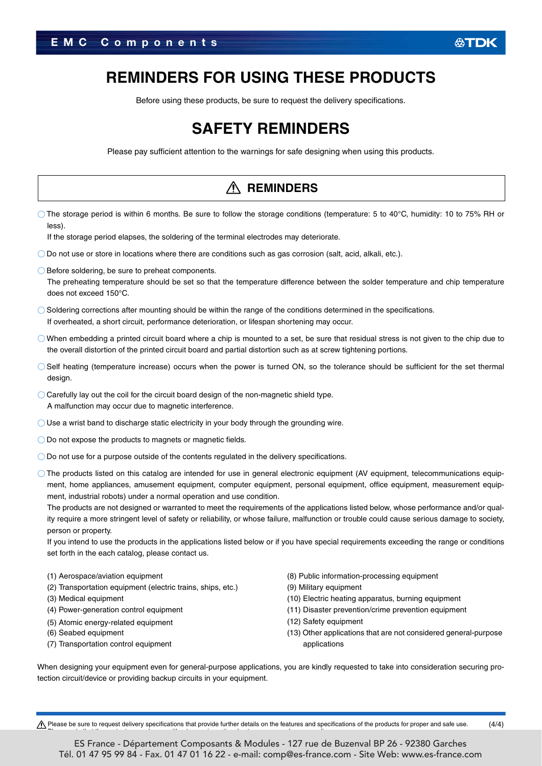# REMINDERS FOR USING THESE PRODUCTS

Before using these products, be sure to request the delivery specifications.

# SAFETY REMINDERS

Please pay sufficient attention to the warnings for safe designing when using this products.

## ⚠ REMINDERS

- The storage period is within 6 months. Be sure to follow the storage conditions (temperature: 5 to 40°C, humidity: 10 to 75% RH or less).
  If the storage period elapses, the soldering of the terminal electrodes may deteriorate.
- Do not use or store in locations where there are conditions such as gas corrosion (salt, acid, alkali, etc.).
- Before soldering, be sure to preheat components.
  The preheating temperature should be set so that the temperature difference between the solder temperature and chip temperature does not exceed 150°C.
- Soldering corrections after mounting should be within the range of the conditions determined in the specifications.
  If overheated, a short circuit, performance deterioration, or lifespan shortening may occur.
- When embedding a printed circuit board where a chip is mounted to a set, be sure that residual stress is not given to the chip due to the overall distortion of the printed circuit board and partial distortion such as at screw tightening portions.
- Self heating (temperature increase) occurs when the power is turned ON, so the tolerance should be sufficient for the set thermal design.
- Carefully lay out the coil for the circuit board design of the non-magnetic shield type.
  A malfunction may occur due to magnetic interference.
- Use a wrist band to discharge static electricity in your body through the grounding wire.
- Do not expose the products to magnets or magnetic fields.
- Do not use for a purpose outside of the contents regulated in the delivery specifications.
- The products listed on this catalog are intended for use in general electronic equipment (AV equipment, telecommunications equipment, home appliances, amusement equipment, computer equipment, personal equipment, office equipment, measurement equipment, industrial robots) under a normal operation and use condition.
  The products are not designed or warranted to meet the requirements of the applications listed below, whose performance and/or quality require a more stringent level of safety or reliability, or whose failure, malfunction or trouble could cause serious damage to society, person or property.
  If you intend to use the products in the applications listed below or if you have special requirements exceeding the range or conditions set forth in the each catalog, please contact us.

(1) Aerospace/aviation equipment
(2) Transportation equipment (electric trains, ships, etc.)
(3) Medical equipment
(4) Power-generation control equipment
(5) Atomic energy-related equipment
(6) Seabed equipment
(7) Transportation control equipment
(8) Public information-processing equipment
(9) Military equipment
(10) Electric heating apparatus, burning equipment
(11) Disaster prevention/crime prevention equipment
(12) Safety equipment
(13) Other applications that are not considered general-purpose applications

When designing your equipment even for general-purpose applications, you are kindly requested to take into consideration securing protection circuit/device or providing backup circuits in your equipment.

⚠ Please be sure to request delivery specifications that provide further details on the features and specifications of the products for proper and safe use.